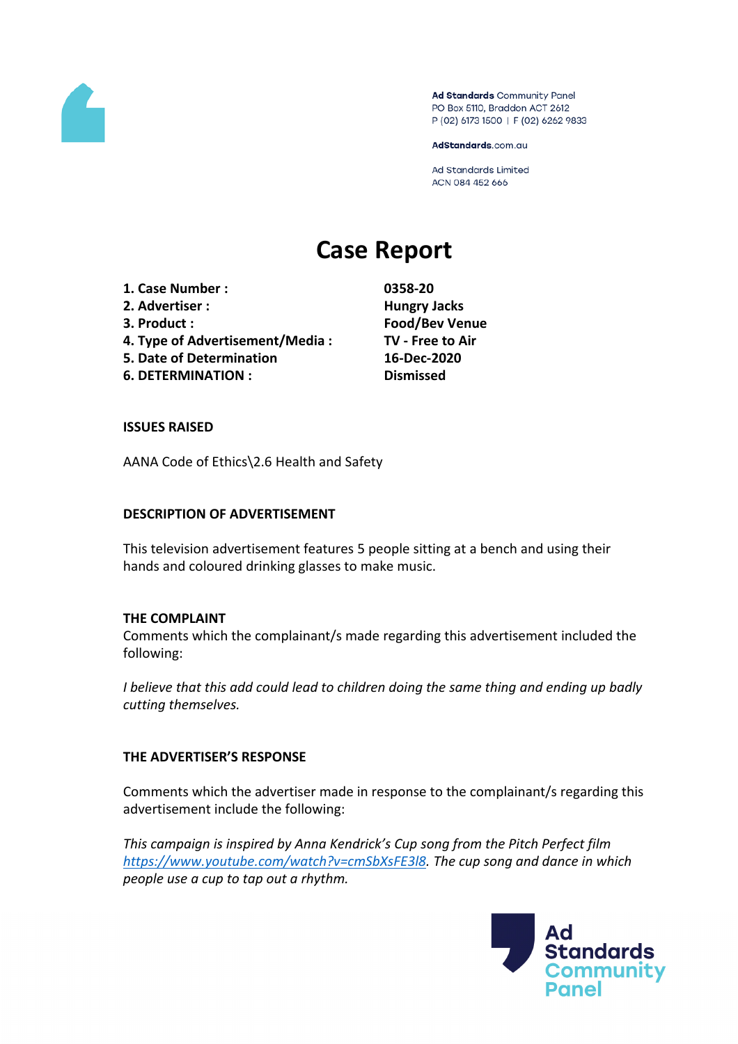Ad Standards Community Panel
PO Box 5110, Braddon ACT 2612
P (02) 6173 1500 | F (02) 6262 9833

AdStandards.com.au

Ad Standards Limited
ACN 084 452 666

# Case Report

| | |
|---|---|
| **1. Case Number :** | **0358-20** |
| **2. Advertiser :** | **Hungry Jacks** |
| **3. Product :** | **Food/Bev Venue** |
| **4. Type of Advertisement/Media :** | **TV - Free to Air** |
| **5. Date of Determination** | **16-Dec-2020** |
| **6. DETERMINATION :** | **Dismissed** |

**ISSUES RAISED**

AANA Code of Ethics\2.6 Health and Safety

**DESCRIPTION OF ADVERTISEMENT**

This television advertisement features 5 people sitting at a bench and using their hands and coloured drinking glasses to make music.

**THE COMPLAINT**

Comments which the complainant/s made regarding this advertisement included the following:

*I believe that this add could lead to children doing the same thing and ending up badly cutting themselves.*

**THE ADVERTISER'S RESPONSE**

Comments which the advertiser made in response to the complainant/s regarding this advertisement include the following:

*This campaign is inspired by Anna Kendrick's Cup song from the Pitch Perfect film https://www.youtube.com/watch?v=cmSbXsFE3l8. The cup song and dance in which people use a cup to tap out a rhythm.*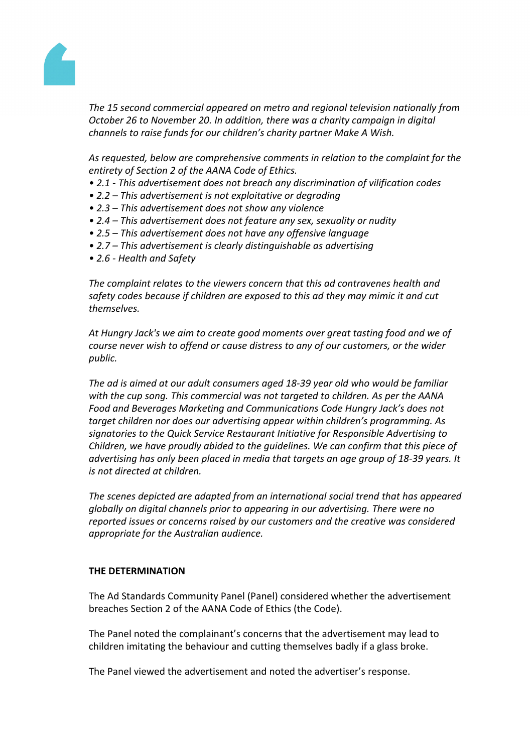*The 15 second commercial appeared on metro and regional television nationally from October 26 to November 20. In addition, there was a charity campaign in digital channels to raise funds for our children's charity partner Make A Wish.*

*As requested, below are comprehensive comments in relation to the complaint for the entirety of Section 2 of the AANA Code of Ethics.*

- *2.1 - This advertisement does not breach any discrimination of vilification codes*
- *2.2 – This advertisement is not exploitative or degrading*
- *2.3 – This advertisement does not show any violence*
- *2.4 – This advertisement does not feature any sex, sexuality or nudity*
- *2.5 – This advertisement does not have any offensive language*
- *2.7 – This advertisement is clearly distinguishable as advertising*
- *2.6 - Health and Safety*

*The complaint relates to the viewers concern that this ad contravenes health and safety codes because if children are exposed to this ad they may mimic it and cut themselves.*

*At Hungry Jack's we aim to create good moments over great tasting food and we of course never wish to offend or cause distress to any of our customers, or the wider public.*

*The ad is aimed at our adult consumers aged 18-39 year old who would be familiar with the cup song. This commercial was not targeted to children. As per the AANA Food and Beverages Marketing and Communications Code Hungry Jack's does not target children nor does our advertising appear within children's programming. As signatories to the Quick Service Restaurant Initiative for Responsible Advertising to Children, we have proudly abided to the guidelines. We can confirm that this piece of advertising has only been placed in media that targets an age group of 18-39 years. It is not directed at children.*

*The scenes depicted are adapted from an international social trend that has appeared globally on digital channels prior to appearing in our advertising. There were no reported issues or concerns raised by our customers and the creative was considered appropriate for the Australian audience.*

**THE DETERMINATION**

The Ad Standards Community Panel (Panel) considered whether the advertisement breaches Section 2 of the AANA Code of Ethics (the Code).

The Panel noted the complainant's concerns that the advertisement may lead to children imitating the behaviour and cutting themselves badly if a glass broke.

The Panel viewed the advertisement and noted the advertiser's response.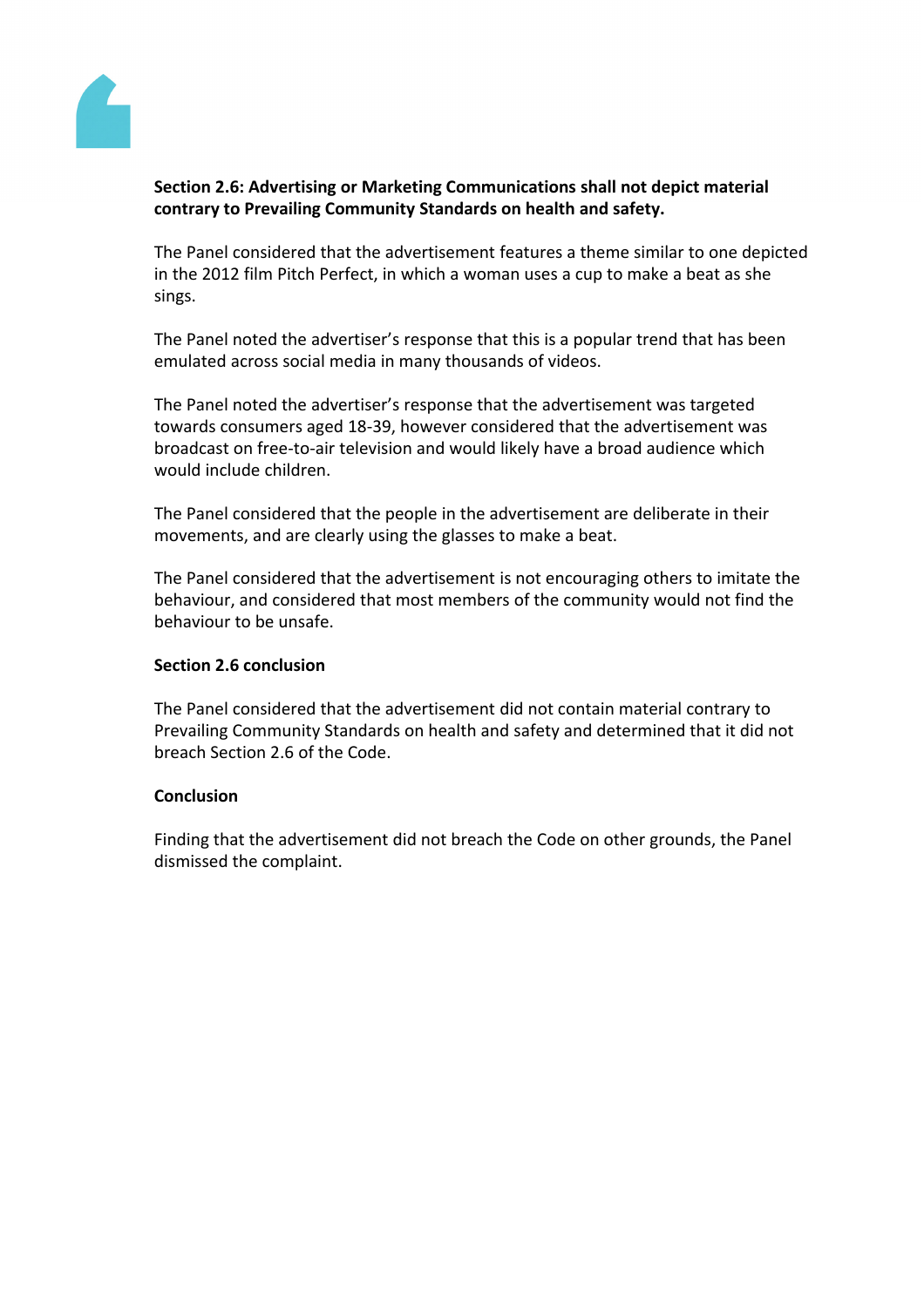**Section 2.6: Advertising or Marketing Communications shall not depict material contrary to Prevailing Community Standards on health and safety.**

The Panel considered that the advertisement features a theme similar to one depicted in the 2012 film Pitch Perfect, in which a woman uses a cup to make a beat as she sings.

The Panel noted the advertiser's response that this is a popular trend that has been emulated across social media in many thousands of videos.

The Panel noted the advertiser's response that the advertisement was targeted towards consumers aged 18-39, however considered that the advertisement was broadcast on free-to-air television and would likely have a broad audience which would include children.

The Panel considered that the people in the advertisement are deliberate in their movements, and are clearly using the glasses to make a beat.

The Panel considered that the advertisement is not encouraging others to imitate the behaviour, and considered that most members of the community would not find the behaviour to be unsafe.

**Section 2.6 conclusion**

The Panel considered that the advertisement did not contain material contrary to Prevailing Community Standards on health and safety and determined that it did not breach Section 2.6 of the Code.

**Conclusion**

Finding that the advertisement did not breach the Code on other grounds, the Panel dismissed the complaint.